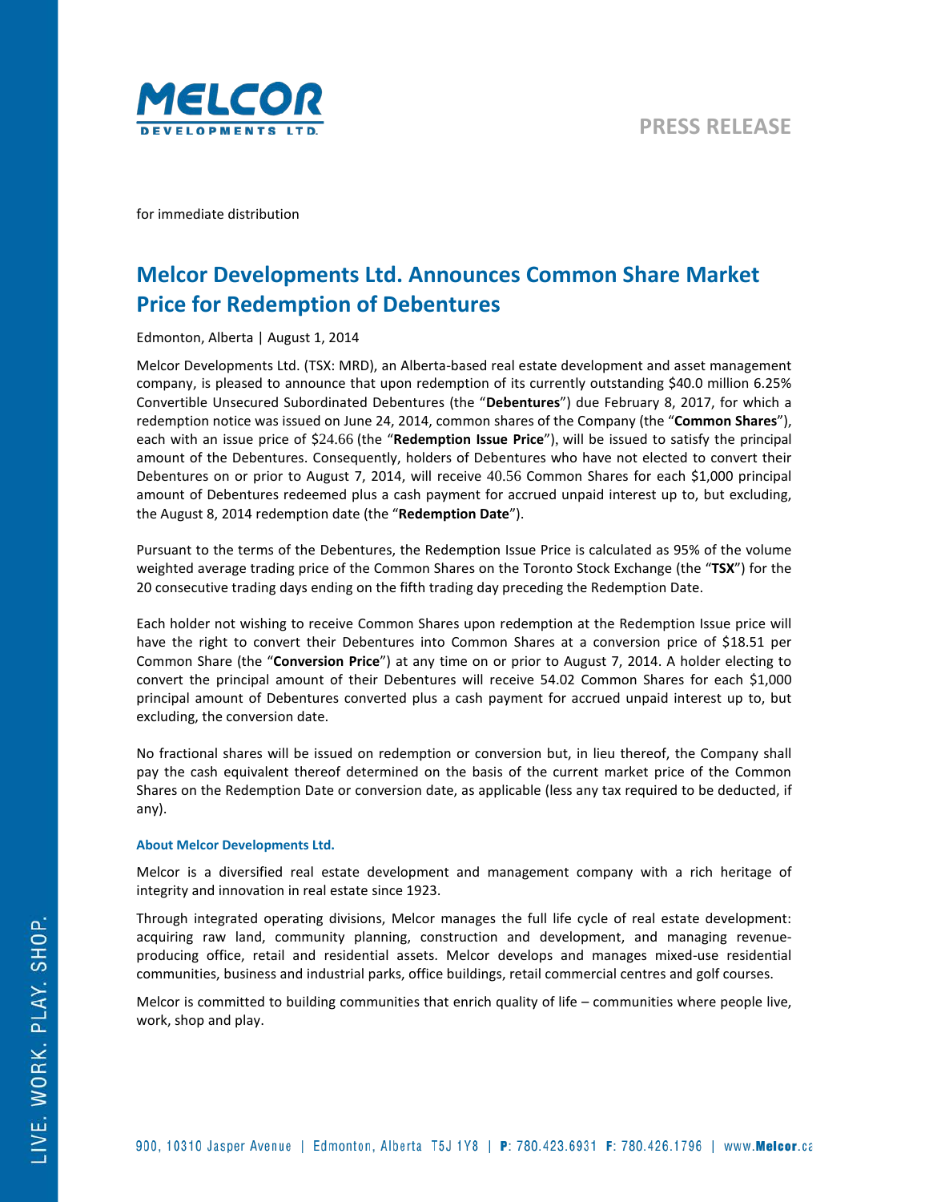PRESS RELEASE

for immediate distribution

# Melcor Developments Ltd. Announces Common Share Market Price for Redemption of Debentures

Edmonton, Alberta | August 1, 2014

Melcor Developments Ltd. (TSX: MRD), an Alberta-based real estate development and asset management company, is pleased to announce that upon redemption of its currently outstanding $40.0 million 6.25% Convertible Unsecured Subordinated Debentures (the "**Debentures**") due February 8, 2017, for which a redemption notice was issued on June 24, 2014, common shares of the Company (the "**Common Shares**"), each with an issue price of $24.66 (the "**Redemption Issue Price**"), will be issued to satisfy the principal amount of the Debentures. Consequently, holders of Debentures who have not elected to convert their Debentures on or prior to August 7, 2014, will receive 40.56 Common Shares for each $1,000 principal amount of Debentures redeemed plus a cash payment for accrued unpaid interest up to, but excluding, the August 8, 2014 redemption date (the "**Redemption Date**").

Pursuant to the terms of the Debentures, the Redemption Issue Price is calculated as 95% of the volume weighted average trading price of the Common Shares on the Toronto Stock Exchange (the "**TSX**") for the 20 consecutive trading days ending on the fifth trading day preceding the Redemption Date.

Each holder not wishing to receive Common Shares upon redemption at the Redemption Issue price will have the right to convert their Debentures into Common Shares at a conversion price of $18.51 per Common Share (the "**Conversion Price**") at any time on or prior to August 7, 2014. A holder electing to convert the principal amount of their Debentures will receive 54.02 Common Shares for each $1,000 principal amount of Debentures converted plus a cash payment for accrued unpaid interest up to, but excluding, the conversion date.

No fractional shares will be issued on redemption or conversion but, in lieu thereof, the Company shall pay the cash equivalent thereof determined on the basis of the current market price of the Common Shares on the Redemption Date or conversion date, as applicable (less any tax required to be deducted, if any).

### About Melcor Developments Ltd.

Melcor is a diversified real estate development and management company with a rich heritage of integrity and innovation in real estate since 1923.

Through integrated operating divisions, Melcor manages the full life cycle of real estate development: acquiring raw land, community planning, construction and development, and managing revenue-producing office, retail and residential assets. Melcor develops and manages mixed-use residential communities, business and industrial parks, office buildings, retail commercial centres and golf courses.

Melcor is committed to building communities that enrich quality of life – communities where people live, work, shop and play.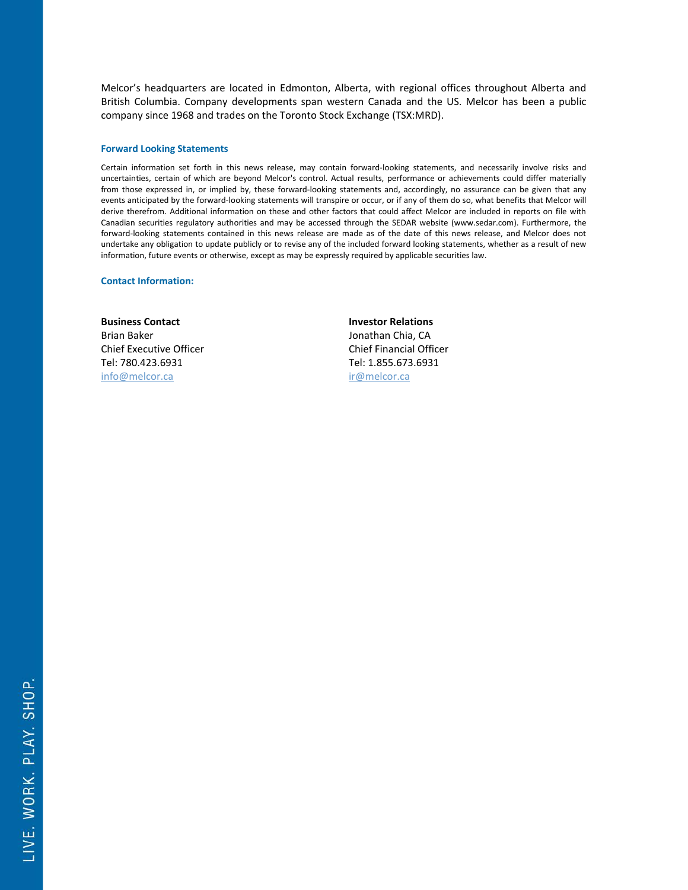Melcor's headquarters are located in Edmonton, Alberta, with regional offices throughout Alberta and British Columbia. Company developments span western Canada and the US. Melcor has been a public company since 1968 and trades on the Toronto Stock Exchange (TSX:MRD).

### Forward Looking Statements

Certain information set forth in this news release, may contain forward-looking statements, and necessarily involve risks and uncertainties, certain of which are beyond Melcor's control. Actual results, performance or achievements could differ materially from those expressed in, or implied by, these forward-looking statements and, accordingly, no assurance can be given that any events anticipated by the forward-looking statements will transpire or occur, or if any of them do so, what benefits that Melcor will derive therefrom. Additional information on these and other factors that could affect Melcor are included in reports on file with Canadian securities regulatory authorities and may be accessed through the SEDAR website (www.sedar.com). Furthermore, the forward-looking statements contained in this news release are made as of the date of this news release, and Melcor does not undertake any obligation to update publicly or to revise any of the included forward looking statements, whether as a result of new information, future events or otherwise, except as may be expressly required by applicable securities law.

### Contact Information:

**Business Contact**
Brian Baker
Chief Executive Officer
Tel: 780.423.6931
info@melcor.ca

**Investor Relations**
Jonathan Chia, CA
Chief Financial Officer
Tel: 1.855.673.6931
ir@melcor.ca

LIVE. WORK. PLAY. SHOP.